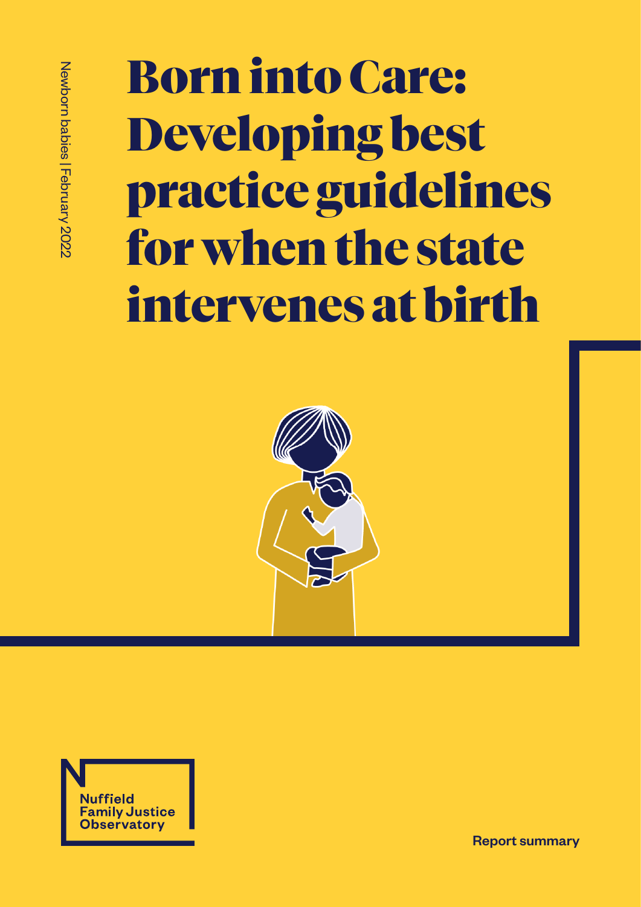Newborn babies | February 2022

# Born into Care: Developing best practice guidelines for when the state intervenes at birth

Nuffield Family Justice Observatory

Report summary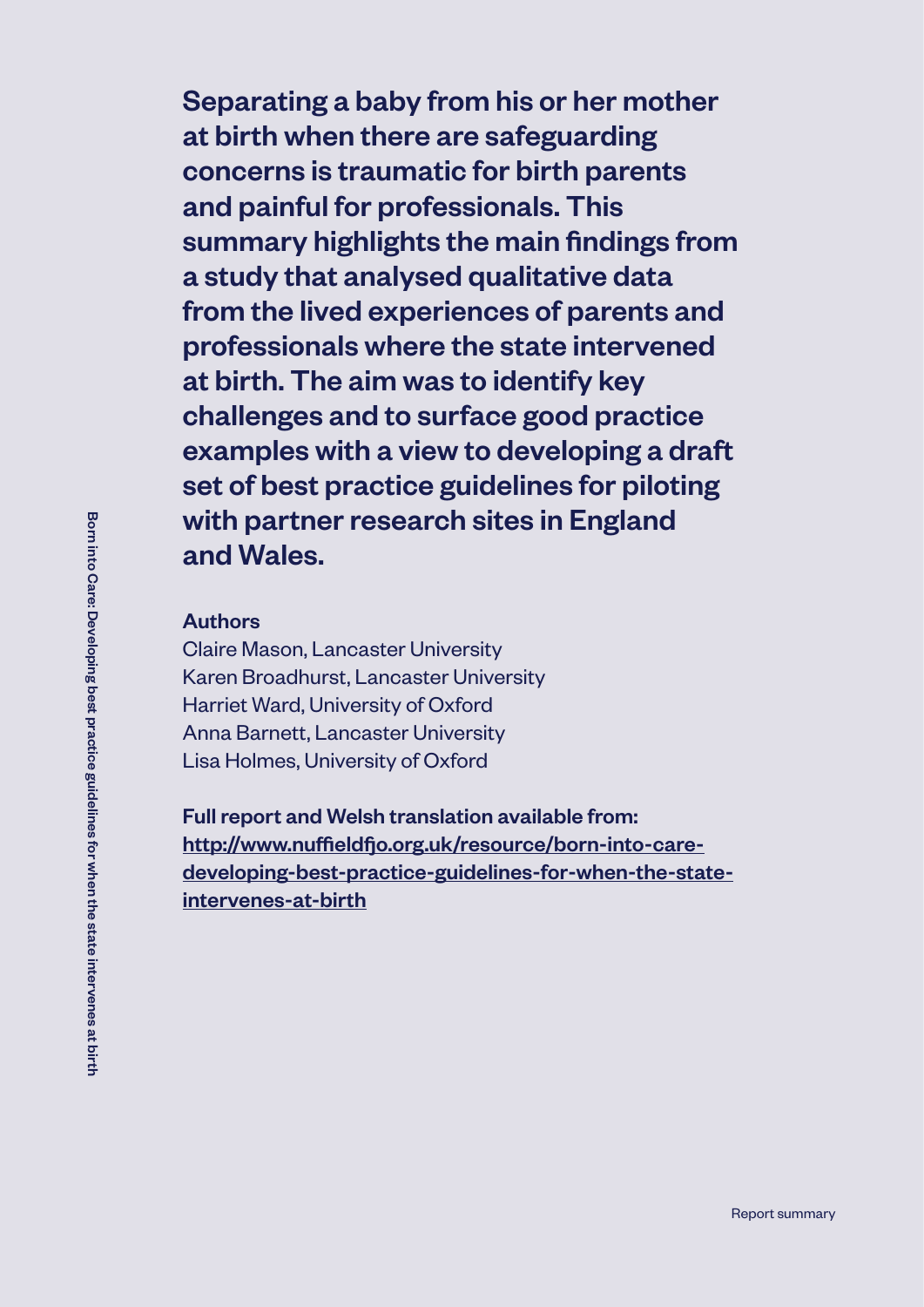**Separating a baby from his or her mother at birth when there are safeguarding concerns is traumatic for birth parents and painful for professionals. This summary highlights the main findings from a study that analysed qualitative data from the lived experiences of parents and professionals where the state intervened at birth. The aim was to identify key challenges and to surface good practice examples with a view to developing a draft set of best practice guidelines for piloting with partner research sites in England and Wales.**

**Authors**

Claire Mason, Lancaster University
Karen Broadhurst, Lancaster University
Harriet Ward, University of Oxford
Anna Barnett, Lancaster University
Lisa Holmes, University of Oxford

**Full report and Welsh translation available from:**
[http://www.nuffieldfjo.org.uk/resource/born-into-care-developing-best-practice-guidelines-for-when-the-state-intervenes-at-birth](http://www.nuffieldfjo.org.uk/resource/born-into-care-developing-best-practice-guidelines-for-when-the-state-intervenes-at-birth)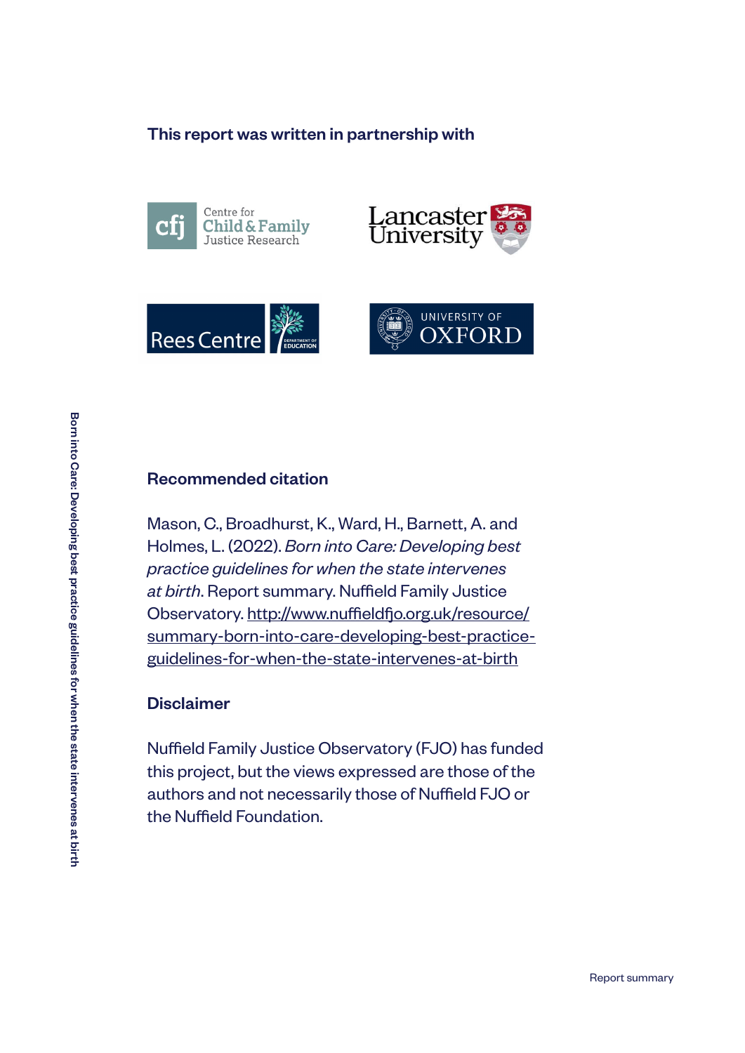This report was written in partnership with

## Recommended citation

Mason, C., Broadhurst, K., Ward, H., Barnett, A. and Holmes, L. (2022). *Born into Care: Developing best practice guidelines for when the state intervenes at birth*. Report summary. Nuffield Family Justice Observatory. http://www.nuffieldfjo.org.uk/resource/summary-born-into-care-developing-best-practice-guidelines-for-when-the-state-intervenes-at-birth

## Disclaimer

Nuffield Family Justice Observatory (FJO) has funded this project, but the views expressed are those of the authors and not necessarily those of Nuffield FJO or the Nuffield Foundation.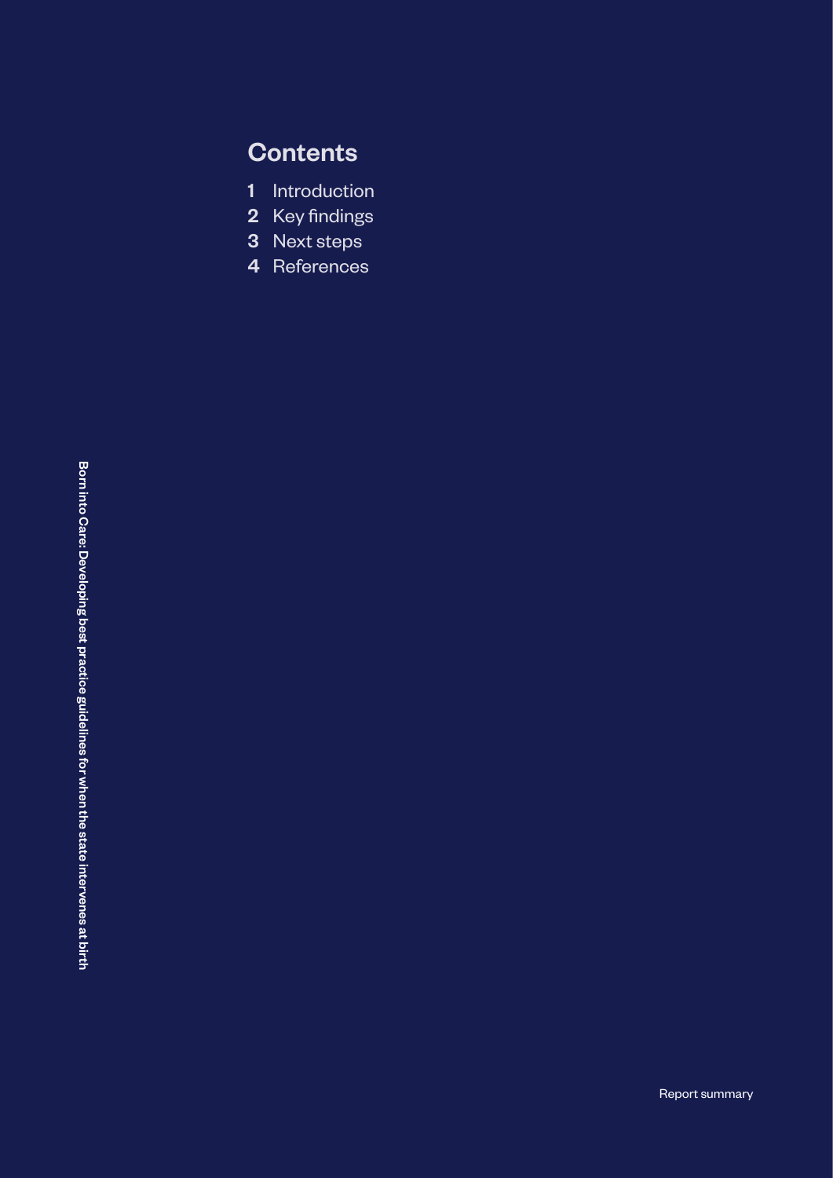## Contents

1 Introduction
2 Key findings
3 Next steps
4 References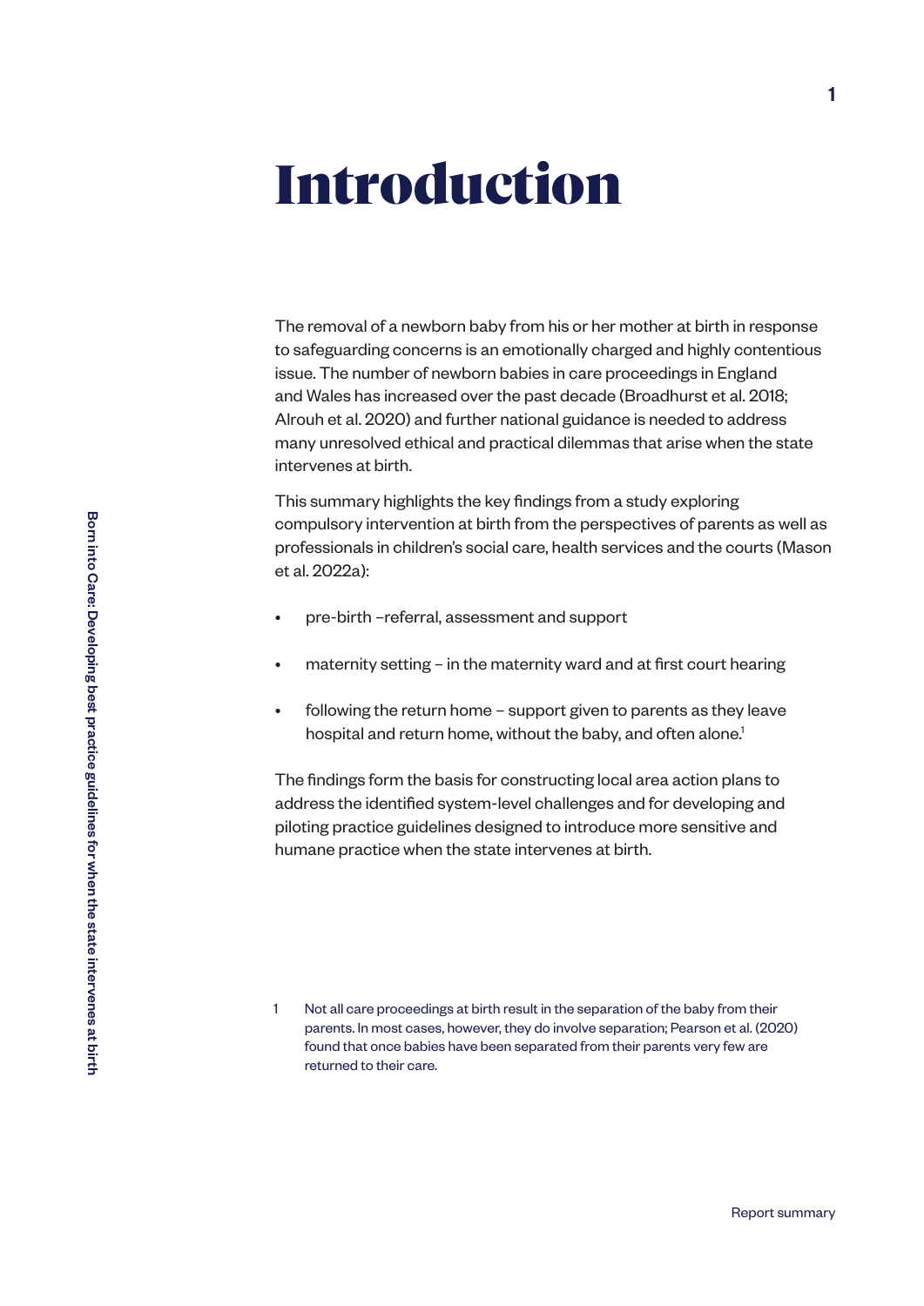# Introduction

The removal of a newborn baby from his or her mother at birth in response to safeguarding concerns is an emotionally charged and highly contentious issue. The number of newborn babies in care proceedings in England and Wales has increased over the past decade (Broadhurst et al. 2018; Alrouh et al. 2020) and further national guidance is needed to address many unresolved ethical and practical dilemmas that arise when the state intervenes at birth.

This summary highlights the key findings from a study exploring compulsory intervention at birth from the perspectives of parents as well as professionals in children's social care, health services and the courts (Mason et al. 2022a):

- pre-birth –referral, assessment and support
- maternity setting – in the maternity ward and at first court hearing
- following the return home – support given to parents as they leave hospital and return home, without the baby, and often alone.[1]

The findings form the basis for constructing local area action plans to address the identified system-level challenges and for developing and piloting practice guidelines designed to introduce more sensitive and humane practice when the state intervenes at birth.

1 Not all care proceedings at birth result in the separation of the baby from their parents. In most cases, however, they do involve separation; Pearson et al. (2020) found that once babies have been separated from their parents very few are returned to their care.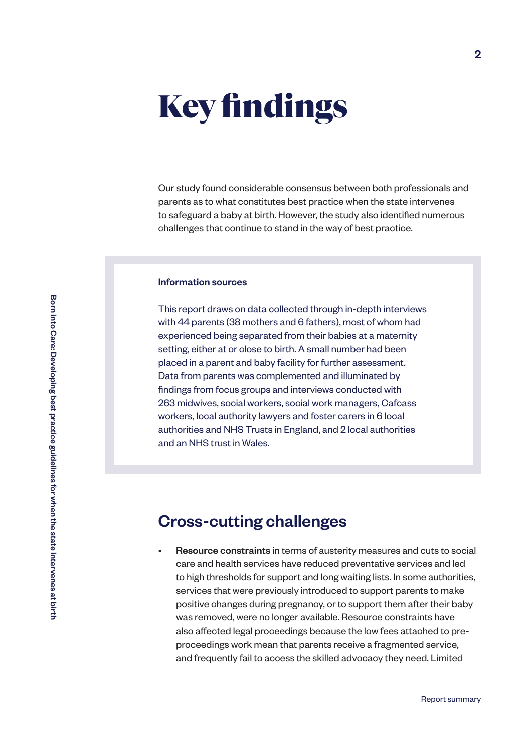# Key findings

Our study found considerable consensus between both professionals and parents as to what constitutes best practice when the state intervenes to safeguard a baby at birth. However, the study also identified numerous challenges that continue to stand in the way of best practice.

> **Information sources**
>
> This report draws on data collected through in-depth interviews with 44 parents (38 mothers and 6 fathers), most of whom had experienced being separated from their babies at a maternity setting, either at or close to birth. A small number had been placed in a parent and baby facility for further assessment. Data from parents was complemented and illuminated by findings from focus groups and interviews conducted with 263 midwives, social workers, social work managers, Cafcass workers, local authority lawyers and foster carers in 6 local authorities and NHS Trusts in England, and 2 local authorities and an NHS trust in Wales.

## Cross-cutting challenges

- **Resource constraints** in terms of austerity measures and cuts to social care and health services have reduced preventative services and led to high thresholds for support and long waiting lists. In some authorities, services that were previously introduced to support parents to make positive changes during pregnancy, or to support them after their baby was removed, were no longer available. Resource constraints have also affected legal proceedings because the low fees attached to pre-proceedings work mean that parents receive a fragmented service, and frequently fail to access the skilled advocacy they need. Limited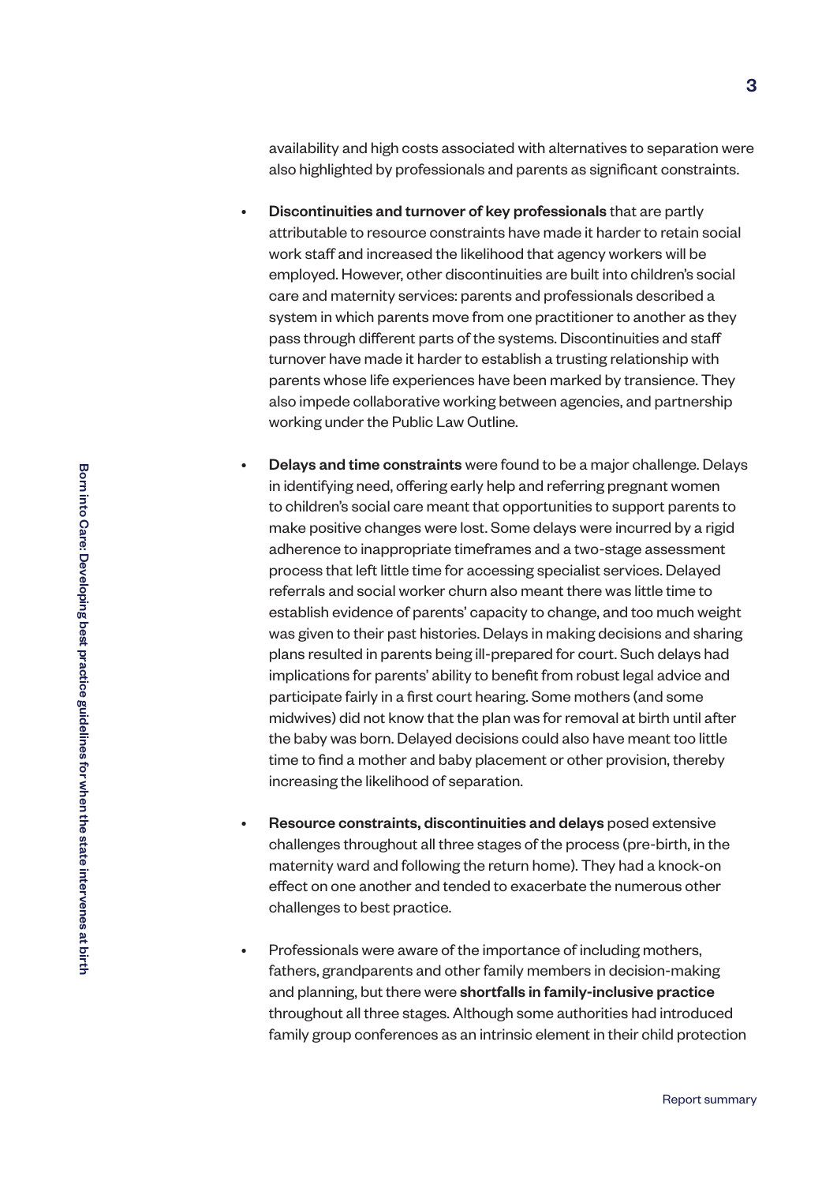availability and high costs associated with alternatives to separation were also highlighted by professionals and parents as significant constraints.

- **Discontinuities and turnover of key professionals** that are partly attributable to resource constraints have made it harder to retain social work staff and increased the likelihood that agency workers will be employed. However, other discontinuities are built into children's social care and maternity services: parents and professionals described a system in which parents move from one practitioner to another as they pass through different parts of the systems. Discontinuities and staff turnover have made it harder to establish a trusting relationship with parents whose life experiences have been marked by transience. They also impede collaborative working between agencies, and partnership working under the Public Law Outline.

- **Delays and time constraints** were found to be a major challenge. Delays in identifying need, offering early help and referring pregnant women to children's social care meant that opportunities to support parents to make positive changes were lost. Some delays were incurred by a rigid adherence to inappropriate timeframes and a two-stage assessment process that left little time for accessing specialist services. Delayed referrals and social worker churn also meant there was little time to establish evidence of parents' capacity to change, and too much weight was given to their past histories. Delays in making decisions and sharing plans resulted in parents being ill-prepared for court. Such delays had implications for parents' ability to benefit from robust legal advice and participate fairly in a first court hearing. Some mothers (and some midwives) did not know that the plan was for removal at birth until after the baby was born. Delayed decisions could also have meant too little time to find a mother and baby placement or other provision, thereby increasing the likelihood of separation.

- **Resource constraints, discontinuities and delays** posed extensive challenges throughout all three stages of the process (pre-birth, in the maternity ward and following the return home). They had a knock-on effect on one another and tended to exacerbate the numerous other challenges to best practice.

- Professionals were aware of the importance of including mothers, fathers, grandparents and other family members in decision-making and planning, but there were **shortfalls in family-inclusive practice** throughout all three stages. Although some authorities had introduced family group conferences as an intrinsic element in their child protection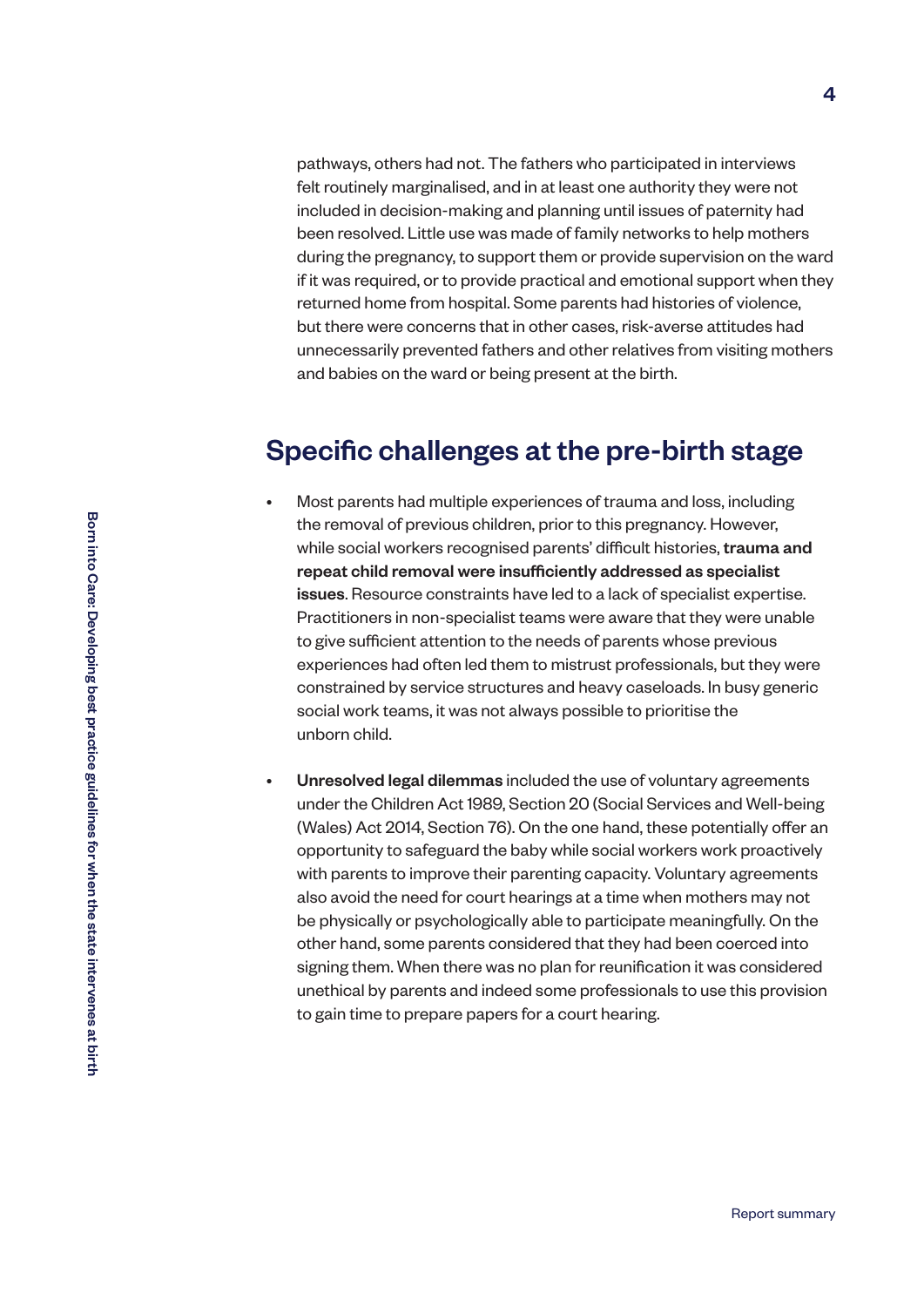pathways, others had not. The fathers who participated in interviews felt routinely marginalised, and in at least one authority they were not included in decision-making and planning until issues of paternity had been resolved. Little use was made of family networks to help mothers during the pregnancy, to support them or provide supervision on the ward if it was required, or to provide practical and emotional support when they returned home from hospital. Some parents had histories of violence, but there were concerns that in other cases, risk-averse attitudes had unnecessarily prevented fathers and other relatives from visiting mothers and babies on the ward or being present at the birth.

## Specific challenges at the pre-birth stage

- Most parents had multiple experiences of trauma and loss, including the removal of previous children, prior to this pregnancy. However, while social workers recognised parents' difficult histories, **trauma and repeat child removal were insufficiently addressed as specialist issues**. Resource constraints have led to a lack of specialist expertise. Practitioners in non-specialist teams were aware that they were unable to give sufficient attention to the needs of parents whose previous experiences had often led them to mistrust professionals, but they were constrained by service structures and heavy caseloads. In busy generic social work teams, it was not always possible to prioritise the unborn child.

- **Unresolved legal dilemmas** included the use of voluntary agreements under the Children Act 1989, Section 20 (Social Services and Well-being (Wales) Act 2014, Section 76). On the one hand, these potentially offer an opportunity to safeguard the baby while social workers work proactively with parents to improve their parenting capacity. Voluntary agreements also avoid the need for court hearings at a time when mothers may not be physically or psychologically able to participate meaningfully. On the other hand, some parents considered that they had been coerced into signing them. When there was no plan for reunification it was considered unethical by parents and indeed some professionals to use this provision to gain time to prepare papers for a court hearing.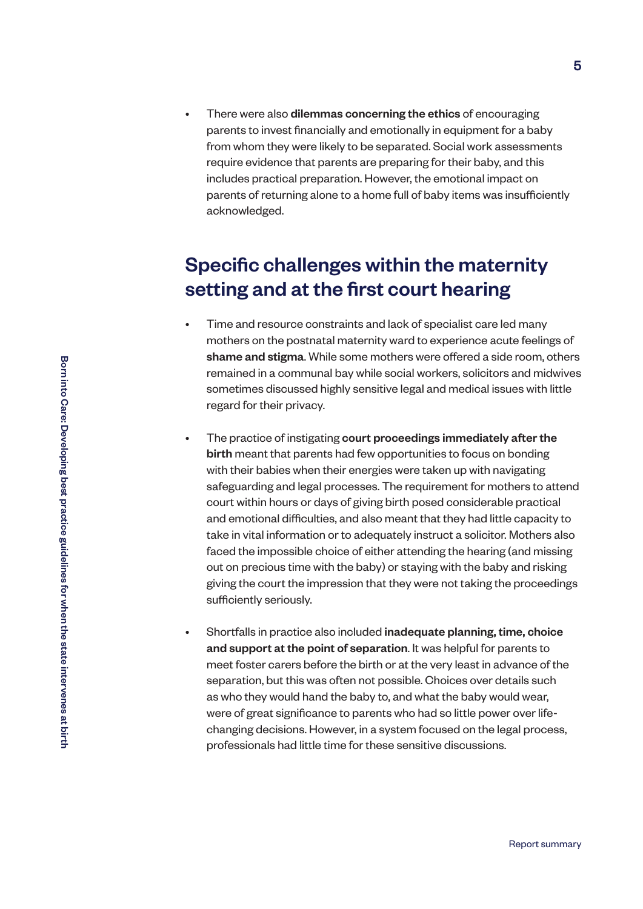- There were also **dilemmas concerning the ethics** of encouraging parents to invest financially and emotionally in equipment for a baby from whom they were likely to be separated. Social work assessments require evidence that parents are preparing for their baby, and this includes practical preparation. However, the emotional impact on parents of returning alone to a home full of baby items was insufficiently acknowledged.

## Specific challenges within the maternity setting and at the first court hearing

- Time and resource constraints and lack of specialist care led many mothers on the postnatal maternity ward to experience acute feelings of **shame and stigma**. While some mothers were offered a side room, others remained in a communal bay while social workers, solicitors and midwives sometimes discussed highly sensitive legal and medical issues with little regard for their privacy.

- The practice of instigating **court proceedings immediately after the birth** meant that parents had few opportunities to focus on bonding with their babies when their energies were taken up with navigating safeguarding and legal processes. The requirement for mothers to attend court within hours or days of giving birth posed considerable practical and emotional difficulties, and also meant that they had little capacity to take in vital information or to adequately instruct a solicitor. Mothers also faced the impossible choice of either attending the hearing (and missing out on precious time with the baby) or staying with the baby and risking giving the court the impression that they were not taking the proceedings sufficiently seriously.

- Shortfalls in practice also included **inadequate planning, time, choice and support at the point of separation**. It was helpful for parents to meet foster carers before the birth or at the very least in advance of the separation, but this was often not possible. Choices over details such as who they would hand the baby to, and what the baby would wear, were of great significance to parents who had so little power over life-changing decisions. However, in a system focused on the legal process, professionals had little time for these sensitive discussions.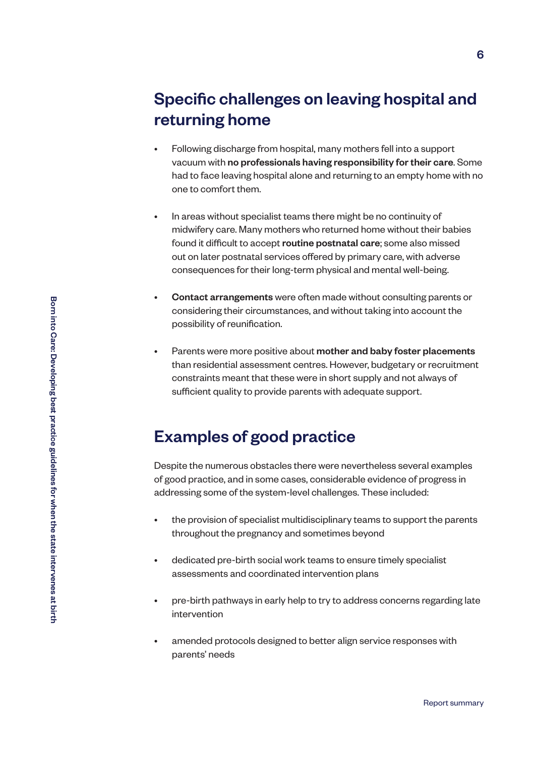## Specific challenges on leaving hospital and returning home

- Following discharge from hospital, many mothers fell into a support vacuum with **no professionals having responsibility for their care**. Some had to face leaving hospital alone and returning to an empty home with no one to comfort them.
- In areas without specialist teams there might be no continuity of midwifery care. Many mothers who returned home without their babies found it difficult to accept **routine postnatal care**; some also missed out on later postnatal services offered by primary care, with adverse consequences for their long-term physical and mental well-being.
- **Contact arrangements** were often made without consulting parents or considering their circumstances, and without taking into account the possibility of reunification.
- Parents were more positive about **mother and baby foster placements** than residential assessment centres. However, budgetary or recruitment constraints meant that these were in short supply and not always of sufficient quality to provide parents with adequate support.

## Examples of good practice

Despite the numerous obstacles there were nevertheless several examples of good practice, and in some cases, considerable evidence of progress in addressing some of the system-level challenges. These included:

- the provision of specialist multidisciplinary teams to support the parents throughout the pregnancy and sometimes beyond
- dedicated pre-birth social work teams to ensure timely specialist assessments and coordinated intervention plans
- pre-birth pathways in early help to try to address concerns regarding late intervention
- amended protocols designed to better align service responses with parents' needs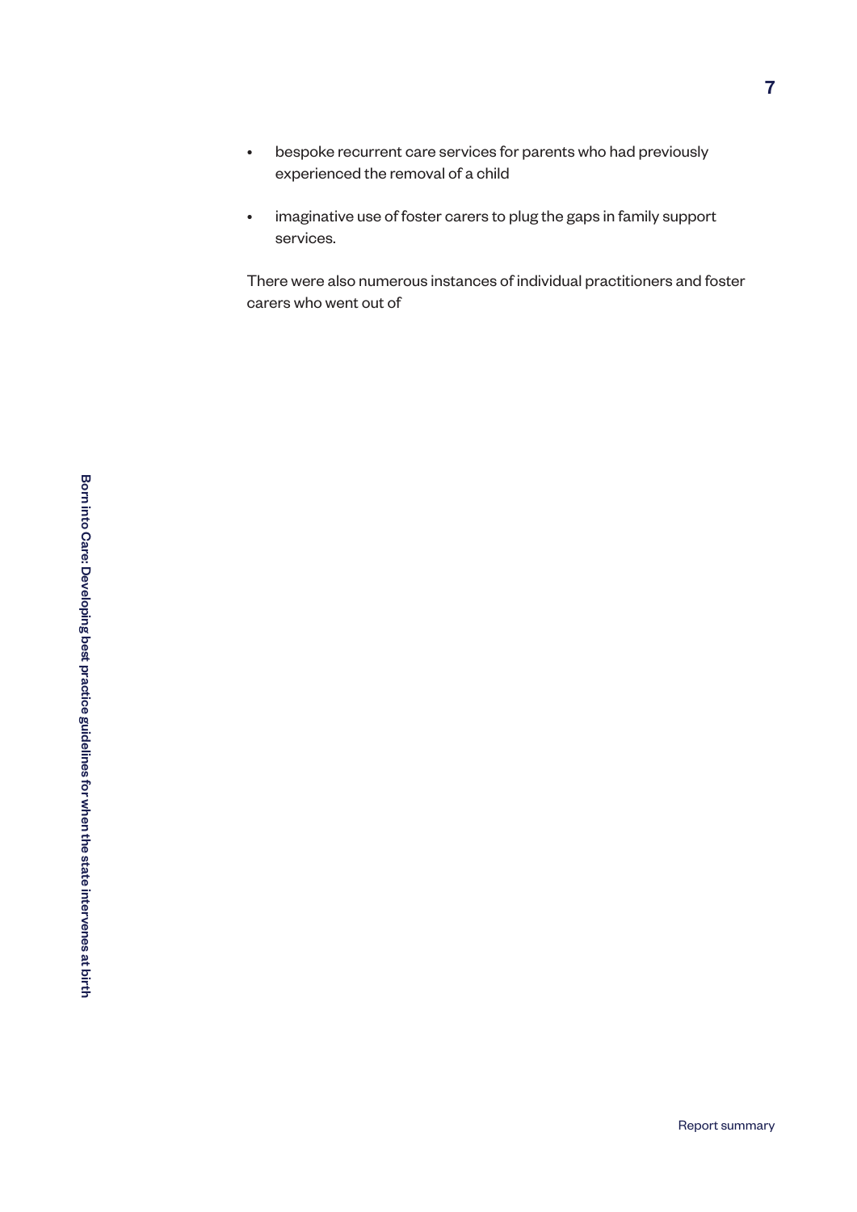- bespoke recurrent care services for parents who had previously experienced the removal of a child
- imaginative use of foster carers to plug the gaps in family support services.

There were also numerous instances of individual practitioners and foster carers who went out of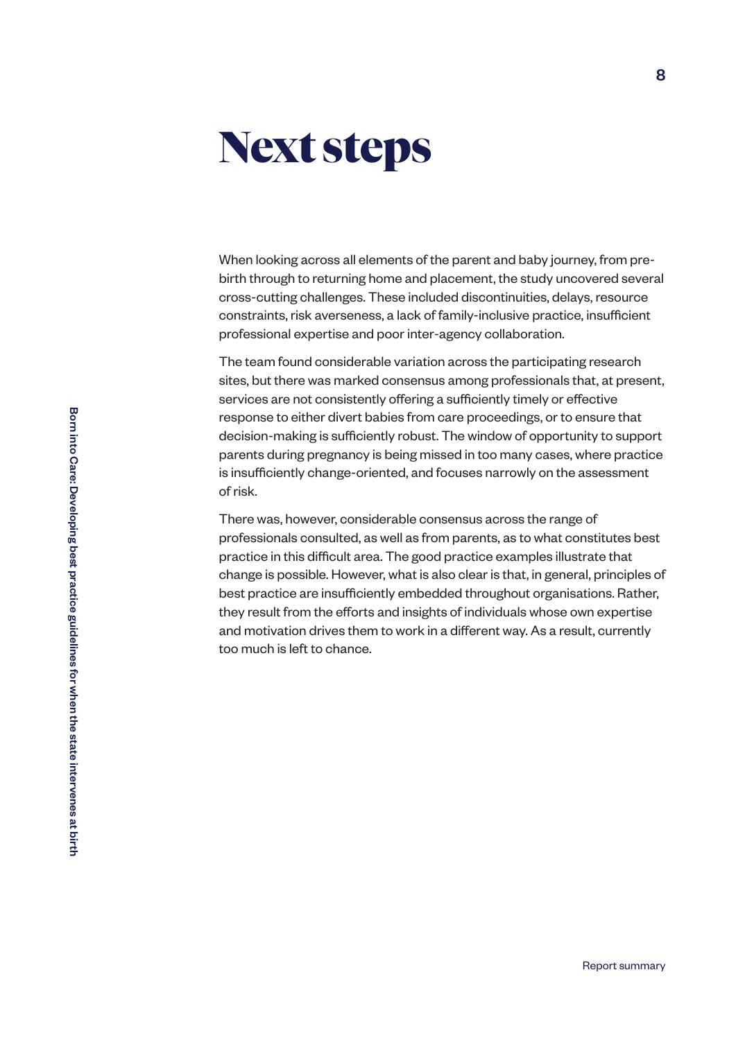# Next steps

When looking across all elements of the parent and baby journey, from pre-birth through to returning home and placement, the study uncovered several cross-cutting challenges. These included discontinuities, delays, resource constraints, risk averseness, a lack of family-inclusive practice, insufficient professional expertise and poor inter-agency collaboration.

The team found considerable variation across the participating research sites, but there was marked consensus among professionals that, at present, services are not consistently offering a sufficiently timely or effective response to either divert babies from care proceedings, or to ensure that decision-making is sufficiently robust. The window of opportunity to support parents during pregnancy is being missed in too many cases, where practice is insufficiently change-oriented, and focuses narrowly on the assessment of risk.

There was, however, considerable consensus across the range of professionals consulted, as well as from parents, as to what constitutes best practice in this difficult area. The good practice examples illustrate that change is possible. However, what is also clear is that, in general, principles of best practice are insufficiently embedded throughout organisations. Rather, they result from the efforts and insights of individuals whose own expertise and motivation drives them to work in a different way. As a result, currently too much is left to chance.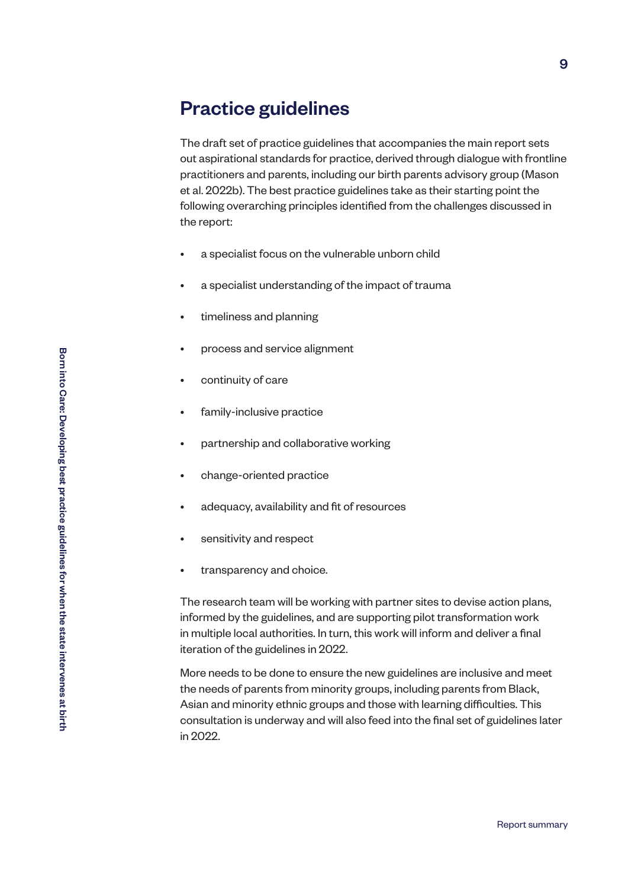## Practice guidelines

The draft set of practice guidelines that accompanies the main report sets out aspirational standards for practice, derived through dialogue with frontline practitioners and parents, including our birth parents advisory group (Mason et al. 2022b). The best practice guidelines take as their starting point the following overarching principles identified from the challenges discussed in the report:

- a specialist focus on the vulnerable unborn child
- a specialist understanding of the impact of trauma
- timeliness and planning
- process and service alignment
- continuity of care
- family-inclusive practice
- partnership and collaborative working
- change-oriented practice
- adequacy, availability and fit of resources
- sensitivity and respect
- transparency and choice.

The research team will be working with partner sites to devise action plans, informed by the guidelines, and are supporting pilot transformation work in multiple local authorities. In turn, this work will inform and deliver a final iteration of the guidelines in 2022.

More needs to be done to ensure the new guidelines are inclusive and meet the needs of parents from minority groups, including parents from Black, Asian and minority ethnic groups and those with learning difficulties. This consultation is underway and will also feed into the final set of guidelines later in 2022.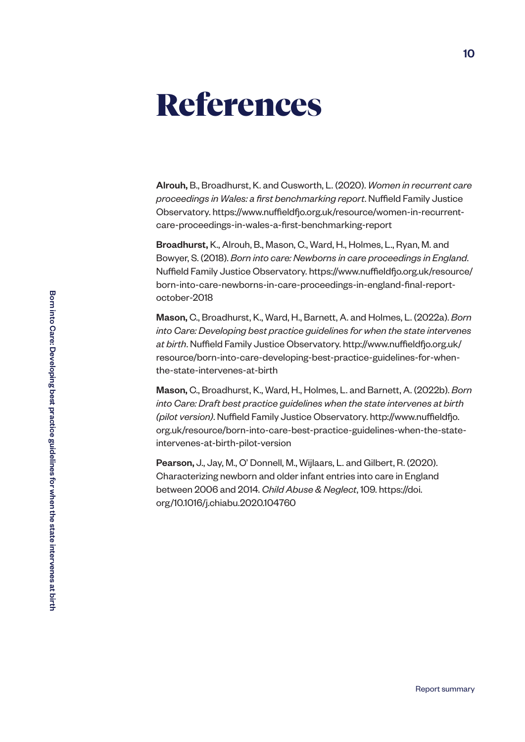# References

**Alrouh,** B., Broadhurst, K. and Cusworth, L. (2020). *Women in recurrent care proceedings in Wales: a first benchmarking report*. Nuffield Family Justice Observatory. https://www.nuffieldfjo.org.uk/resource/women-in-recurrent-care-proceedings-in-wales-a-first-benchmarking-report

**Broadhurst,** K., Alrouh, B., Mason, C., Ward, H., Holmes, L., Ryan, M. and Bowyer, S. (2018). *Born into care: Newborns in care proceedings in England*. Nuffield Family Justice Observatory. https://www.nuffieldfjo.org.uk/resource/born-into-care-newborns-in-care-proceedings-in-england-final-report-october-2018

**Mason,** C., Broadhurst, K., Ward, H., Barnett, A. and Holmes, L. (2022a). *Born into Care: Developing best practice guidelines for when the state intervenes at birth*. Nuffield Family Justice Observatory. http://www.nuffieldfjo.org.uk/resource/born-into-care-developing-best-practice-guidelines-for-when-the-state-intervenes-at-birth

**Mason,** C., Broadhurst, K., Ward, H., Holmes, L. and Barnett, A. (2022b). *Born into Care: Draft best practice guidelines when the state intervenes at birth (pilot version)*. Nuffield Family Justice Observatory. http://www.nuffieldfjo.org.uk/resource/born-into-care-best-practice-guidelines-when-the-state-intervenes-at-birth-pilot-version

**Pearson,** J., Jay, M., O' Donnell, M., Wijlaars, L. and Gilbert, R. (2020). Characterizing newborn and older infant entries into care in England between 2006 and 2014. *Child Abuse & Neglect*, 109. https://doi.org/10.1016/j.chiabu.2020.104760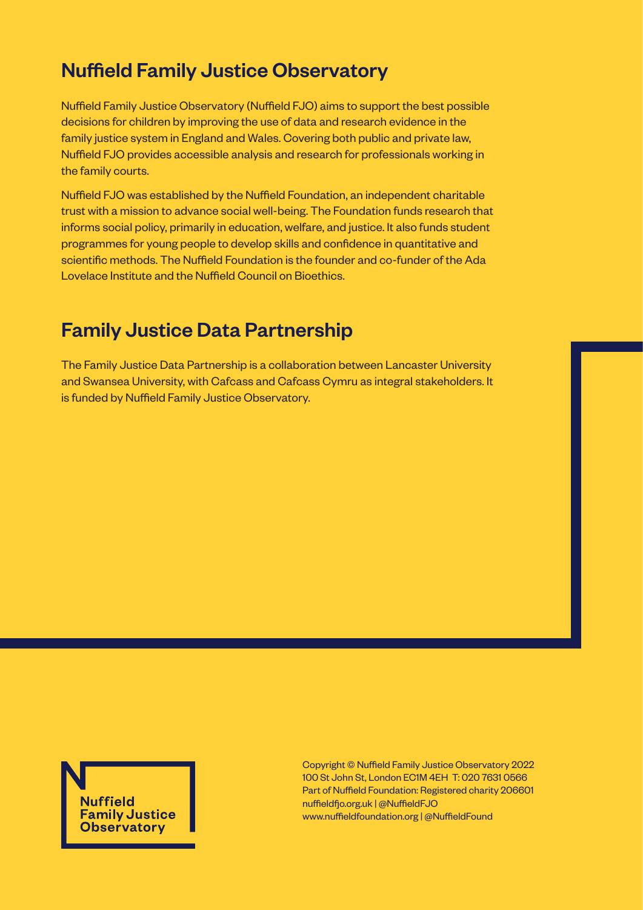## Nuffield Family Justice Observatory

Nuffield Family Justice Observatory (Nuffield FJO) aims to support the best possible decisions for children by improving the use of data and research evidence in the family justice system in England and Wales. Covering both public and private law, Nuffield FJO provides accessible analysis and research for professionals working in the family courts.

Nuffield FJO was established by the Nuffield Foundation, an independent charitable trust with a mission to advance social well-being. The Foundation funds research that informs social policy, primarily in education, welfare, and justice. It also funds student programmes for young people to develop skills and confidence in quantitative and scientific methods. The Nuffield Foundation is the founder and co-funder of the Ada Lovelace Institute and the Nuffield Council on Bioethics.

## Family Justice Data Partnership

The Family Justice Data Partnership is a collaboration between Lancaster University and Swansea University, with Cafcass and Cafcass Cymru as integral stakeholders. It is funded by Nuffield Family Justice Observatory.

Nuffield
Family Justice
Observatory

Copyright © Nuffield Family Justice Observatory 2022
100 St John St, London EC1M 4EH T: 020 7631 0566
Part of Nuffield Foundation: Registered charity 206601
nuffieldfjo.org.uk | @NuffieldFJO
www.nuffieldfoundation.org | @NuffieldFound